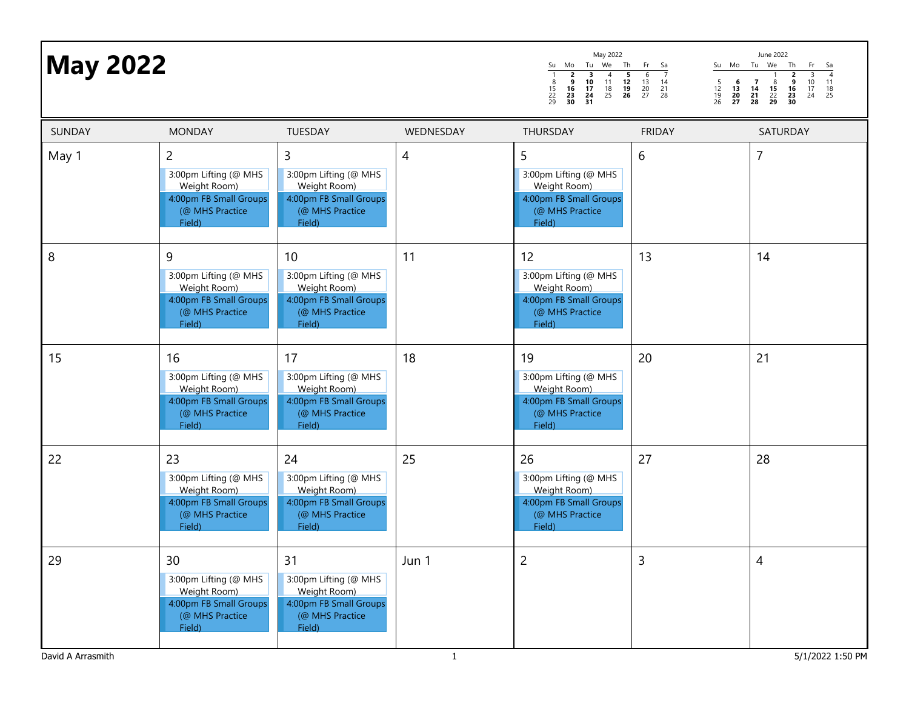# May 2022

| SUNDAY | MONDAY | TUESDAY | WEDNESDAY | THURSDAY | FRIDAY | SATURDAY |
|---|---|---|---|---|---|---|
| May 1 | 2<br>3:00pm Lifting (@ MHS Weight Room)<br>4:00pm FB Small Groups (@ MHS Practice Field) | 3<br>3:00pm Lifting (@ MHS Weight Room)<br>4:00pm FB Small Groups (@ MHS Practice Field) | 4 | 5<br>3:00pm Lifting (@ MHS Weight Room)<br>4:00pm FB Small Groups (@ MHS Practice Field) | 6 | 7 |
| 8 | 9<br>3:00pm Lifting (@ MHS Weight Room)<br>4:00pm FB Small Groups (@ MHS Practice Field) | 10<br>3:00pm Lifting (@ MHS Weight Room)<br>4:00pm FB Small Groups (@ MHS Practice Field) | 11 | 12<br>3:00pm Lifting (@ MHS Weight Room)<br>4:00pm FB Small Groups (@ MHS Practice Field) | 13 | 14 |
| 15 | 16<br>3:00pm Lifting (@ MHS Weight Room)<br>4:00pm FB Small Groups (@ MHS Practice Field) | 17<br>3:00pm Lifting (@ MHS Weight Room)<br>4:00pm FB Small Groups (@ MHS Practice Field) | 18 | 19<br>3:00pm Lifting (@ MHS Weight Room)<br>4:00pm FB Small Groups (@ MHS Practice Field) | 20 | 21 |
| 22 | 23<br>3:00pm Lifting (@ MHS Weight Room)<br>4:00pm FB Small Groups (@ MHS Practice Field) | 24<br>3:00pm Lifting (@ MHS Weight Room)<br>4:00pm FB Small Groups (@ MHS Practice Field) | 25 | 26<br>3:00pm Lifting (@ MHS Weight Room)<br>4:00pm FB Small Groups (@ MHS Practice Field) | 27 | 28 |
| 29 | 30<br>3:00pm Lifting (@ MHS Weight Room)<br>4:00pm FB Small Groups (@ MHS Practice Field) | 31<br>3:00pm Lifting (@ MHS Weight Room)<br>4:00pm FB Small Groups (@ MHS Practice Field) | Jun 1 | 2 | 3 | 4 |

David A Arrasmith — 5/1/2022 1:50 PM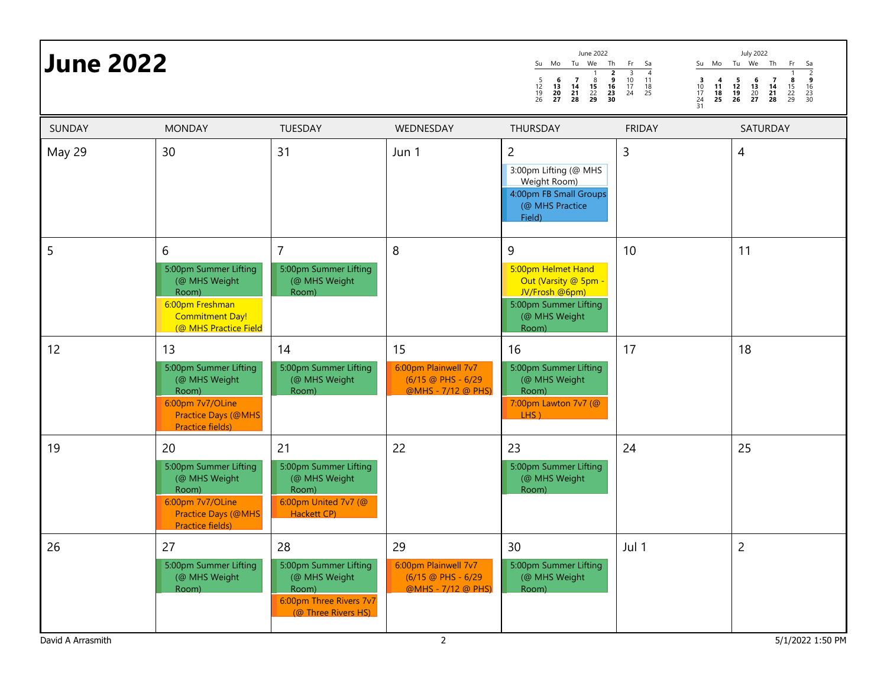# June 2022

| SUNDAY | MONDAY | TUESDAY | WEDNESDAY | THURSDAY | FRIDAY | SATURDAY |
|---|---|---|---|---|---|---|
| May 29 | 30 | 31 | Jun 1 | 2<br>3:00pm Lifting (@ MHS Weight Room)<br>4:00pm FB Small Groups (@ MHS Practice Field) | 3 | 4 |
| 5 | 6<br>5:00pm Summer Lifting (@ MHS Weight Room)<br>6:00pm Freshman Commitment Day! (@ MHS Practice Field | 7<br>5:00pm Summer Lifting (@ MHS Weight Room) | 8 | 9<br>5:00pm Helmet Hand Out (Varsity @ 5pm - JV/Frosh @6pm)<br>5:00pm Summer Lifting (@ MHS Weight Room) | 10 | 11 |
| 12 | 13<br>5:00pm Summer Lifting (@ MHS Weight Room)<br>6:00pm 7v7/OLine Practice Days (@MHS Practice fields) | 14<br>5:00pm Summer Lifting (@ MHS Weight Room) | 15<br>6:00pm Plainwell 7v7 (6/15 @ PHS - 6/29 @MHS - 7/12 @ PHS) | 16<br>5:00pm Summer Lifting (@ MHS Weight Room)<br>7:00pm Lawton 7v7 (@ LHS ) | 17 | 18 |
| 19 | 20<br>5:00pm Summer Lifting (@ MHS Weight Room)<br>6:00pm 7v7/OLine Practice Days (@MHS Practice fields) | 21<br>5:00pm Summer Lifting (@ MHS Weight Room)<br>6:00pm United 7v7 (@ Hackett CP) | 22 | 23<br>5:00pm Summer Lifting (@ MHS Weight Room) | 24 | 25 |
| 26 | 27<br>5:00pm Summer Lifting (@ MHS Weight Room) | 28<br>5:00pm Summer Lifting (@ MHS Weight Room)<br>6:00pm Three Rivers 7v7 (@ Three Rivers HS) | 29<br>6:00pm Plainwell 7v7 (6/15 @ PHS - 6/29 @MHS - 7/12 @ PHS) | 30<br>5:00pm Summer Lifting (@ MHS Weight Room) | Jul 1 | 2 |

David A Arrasmith — 5/1/2022 1:50 PM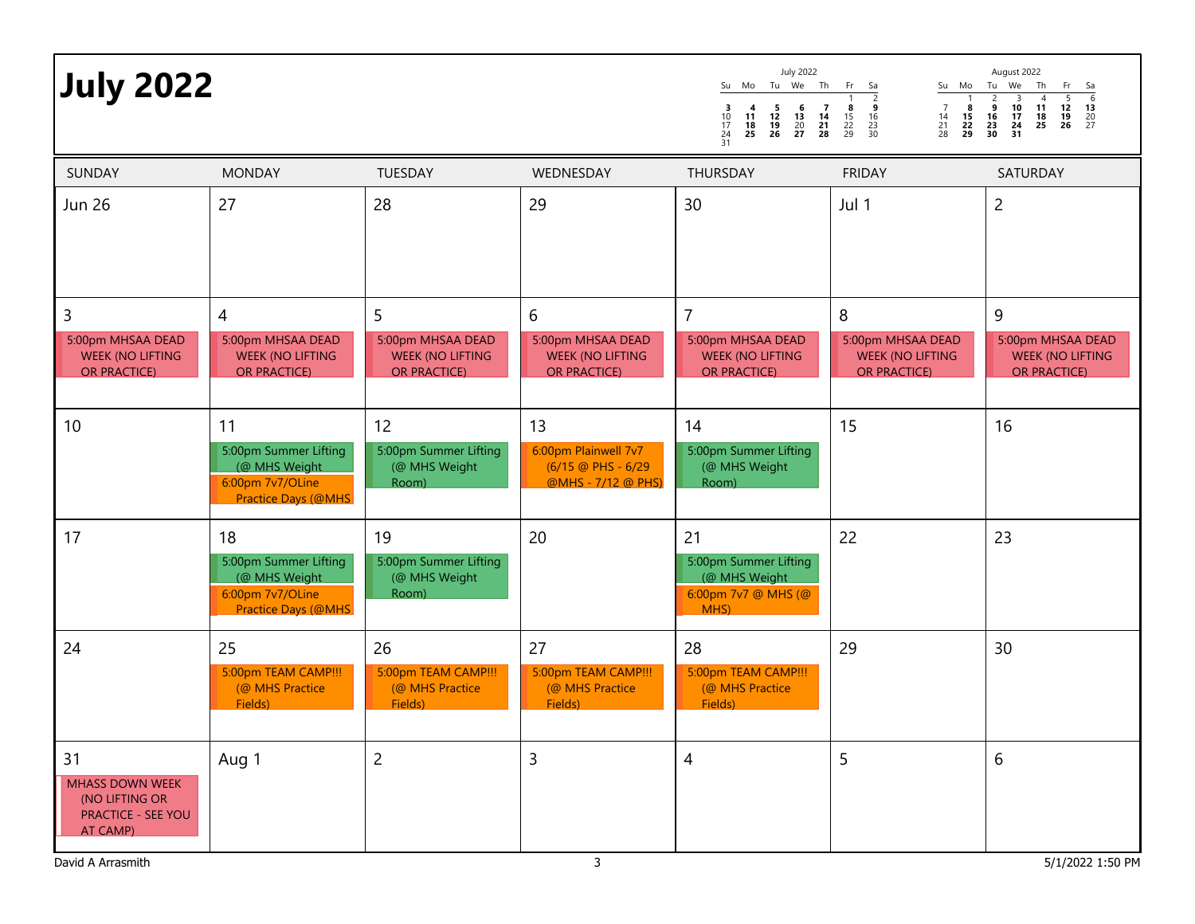# July 2022

| SUNDAY | MONDAY | TUESDAY | WEDNESDAY | THURSDAY | FRIDAY | SATURDAY |
|---|---|---|---|---|---|---|
| Jun 26 | 27 | 28 | 29 | 30 | Jul 1 | 2 |
| 3<br>5:00pm MHSAA DEAD WEEK (NO LIFTING OR PRACTICE) | 4<br>5:00pm MHSAA DEAD WEEK (NO LIFTING OR PRACTICE) | 5<br>5:00pm MHSAA DEAD WEEK (NO LIFTING OR PRACTICE) | 6<br>5:00pm MHSAA DEAD WEEK (NO LIFTING OR PRACTICE) | 7<br>5:00pm MHSAA DEAD WEEK (NO LIFTING OR PRACTICE) | 8<br>5:00pm MHSAA DEAD WEEK (NO LIFTING OR PRACTICE) | 9<br>5:00pm MHSAA DEAD WEEK (NO LIFTING OR PRACTICE) |
| 10 | 11<br>5:00pm Summer Lifting (@ MHS Weight<br>6:00pm 7v7/OLine Practice Days (@MHS | 12<br>5:00pm Summer Lifting (@ MHS Weight Room) | 13<br>6:00pm Plainwell 7v7 (6/15 @ PHS - 6/29 @MHS - 7/12 @ PHS) | 14<br>5:00pm Summer Lifting (@ MHS Weight Room) | 15 | 16 |
| 17 | 18<br>5:00pm Summer Lifting (@ MHS Weight<br>6:00pm 7v7/OLine Practice Days (@MHS | 19<br>5:00pm Summer Lifting (@ MHS Weight Room) | 20 | 21<br>5:00pm Summer Lifting (@ MHS Weight<br>6:00pm 7v7 @ MHS (@ MHS) | 22 | 23 |
| 24 | 25<br>5:00pm TEAM CAMP!!! (@ MHS Practice Fields) | 26<br>5:00pm TEAM CAMP!!! (@ MHS Practice Fields) | 27<br>5:00pm TEAM CAMP!!! (@ MHS Practice Fields) | 28<br>5:00pm TEAM CAMP!!! (@ MHS Practice Fields) | 29 | 30 |
| 31<br>MHASS DOWN WEEK (NO LIFTING OR PRACTICE - SEE YOU AT CAMP) | Aug 1 | 2 | 3 | 4 | 5 | 6 |

David A Arrasmith

5/1/2022 1:50 PM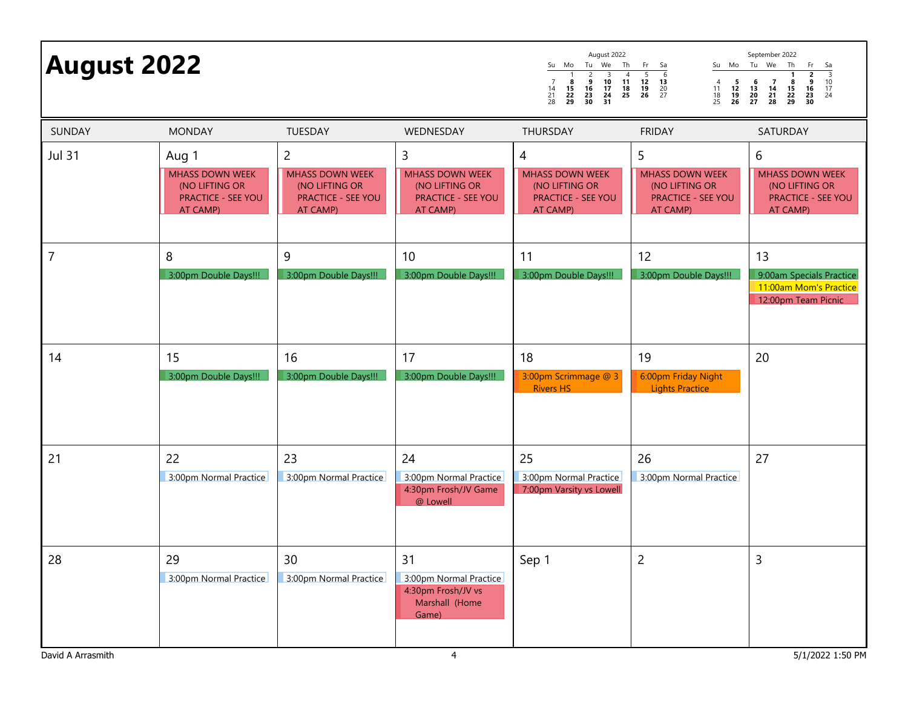# August 2022

| SUNDAY | MONDAY | TUESDAY | WEDNESDAY | THURSDAY | FRIDAY | SATURDAY |
|---|---|---|---|---|---|---|
| Jul 31 | Aug 1<br>MHASS DOWN WEEK (NO LIFTING OR PRACTICE - SEE YOU AT CAMP) | 2<br>MHASS DOWN WEEK (NO LIFTING OR PRACTICE - SEE YOU AT CAMP) | 3<br>MHASS DOWN WEEK (NO LIFTING OR PRACTICE - SEE YOU AT CAMP) | 4<br>MHASS DOWN WEEK (NO LIFTING OR PRACTICE - SEE YOU AT CAMP) | 5<br>MHASS DOWN WEEK (NO LIFTING OR PRACTICE - SEE YOU AT CAMP) | 6<br>MHASS DOWN WEEK (NO LIFTING OR PRACTICE - SEE YOU AT CAMP) |
| 7 | 8<br>3:00pm Double Days!!! | 9<br>3:00pm Double Days!!! | 10<br>3:00pm Double Days!!! | 11<br>3:00pm Double Days!!! | 12<br>3:00pm Double Days!!! | 13<br>9:00am Specials Practice<br>11:00am Mom's Practice<br>12:00pm Team Picnic |
| 14 | 15<br>3:00pm Double Days!!! | 16<br>3:00pm Double Days!!! | 17<br>3:00pm Double Days!!! | 18<br>3:00pm Scrimmage @ 3 Rivers HS | 19<br>6:00pm Friday Night Lights Practice | 20 |
| 21 | 22<br>3:00pm Normal Practice | 23<br>3:00pm Normal Practice | 24<br>3:00pm Normal Practice<br>4:30pm Frosh/JV Game @ Lowell | 25<br>3:00pm Normal Practice<br>7:00pm Varsity vs Lowell | 26<br>3:00pm Normal Practice | 27 |
| 28 | 29<br>3:00pm Normal Practice | 30<br>3:00pm Normal Practice | 31<br>3:00pm Normal Practice<br>4:30pm Frosh/JV vs Marshall (Home Game) | Sep 1 | 2 | 3 |

David A Arrasmith

5/1/2022 1:50 PM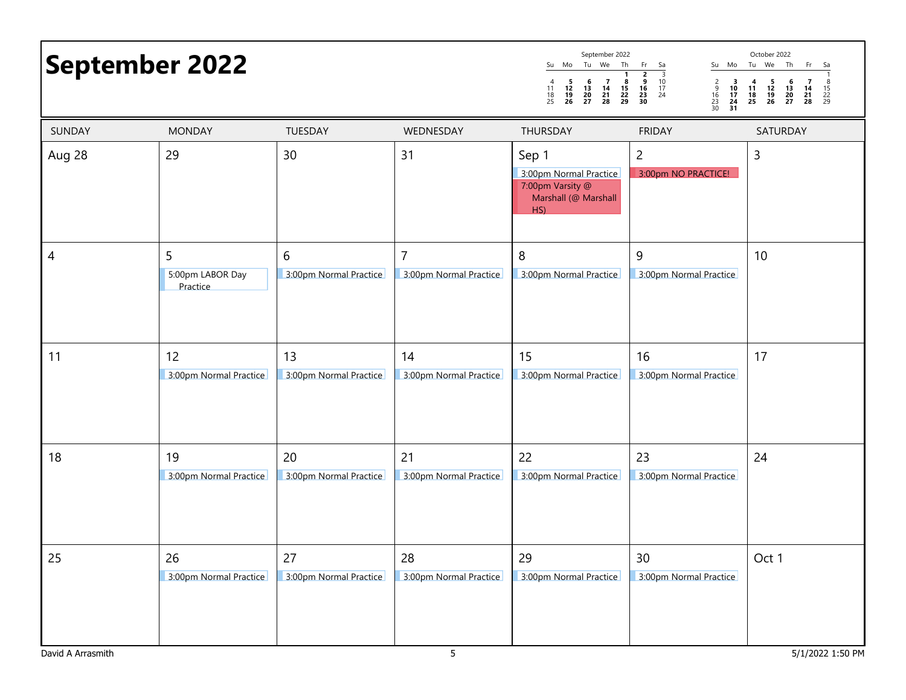# September 2022

| SUNDAY | MONDAY | TUESDAY | WEDNESDAY | THURSDAY | FRIDAY | SATURDAY |
|---|---|---|---|---|---|---|
| Aug 28 | 29 | 30 | 31 | Sep 1<br>3:00pm Normal Practice<br>7:00pm Varsity @ Marshall (@ Marshall HS) | 2<br>3:00pm NO PRACTICE! | 3 |
| 4 | 5<br>5:00pm LABOR Day Practice | 6<br>3:00pm Normal Practice | 7<br>3:00pm Normal Practice | 8<br>3:00pm Normal Practice | 9<br>3:00pm Normal Practice | 10 |
| 11 | 12<br>3:00pm Normal Practice | 13<br>3:00pm Normal Practice | 14<br>3:00pm Normal Practice | 15<br>3:00pm Normal Practice | 16<br>3:00pm Normal Practice | 17 |
| 18 | 19<br>3:00pm Normal Practice | 20<br>3:00pm Normal Practice | 21<br>3:00pm Normal Practice | 22<br>3:00pm Normal Practice | 23<br>3:00pm Normal Practice | 24 |
| 25 | 26<br>3:00pm Normal Practice | 27<br>3:00pm Normal Practice | 28<br>3:00pm Normal Practice | 29<br>3:00pm Normal Practice | 30<br>3:00pm Normal Practice | Oct 1 |

September 2022

| Su | Mo | Tu | We | Th | Fr | Sa |
|---|---|---|---|---|---|---|
| | | | | 1 | 2 | 3 |
| 4 | 5 | 6 | 7 | 8 | 9 | 10 |
| 11 | 12 | 13 | 14 | 15 | 16 | 17 |
| 18 | 19 | 20 | 21 | 22 | 23 | 24 |
| 25 | 26 | 27 | 28 | 29 | 30 | |

October 2022

| Su | Mo | Tu | We | Th | Fr | Sa |
|---|---|---|---|---|---|---|
| | | | | | | 1 |
| 2 | 3 | 4 | 5 | 6 | 7 | 8 |
| 9 | 10 | 11 | 12 | 13 | 14 | 15 |
| 16 | 17 | 18 | 19 | 20 | 21 | 22 |
| 23 | 24 | 25 | 26 | 27 | 28 | 29 |
| 30 | 31 | | | | | |

David A Arrasmith

5/1/2022 1:50 PM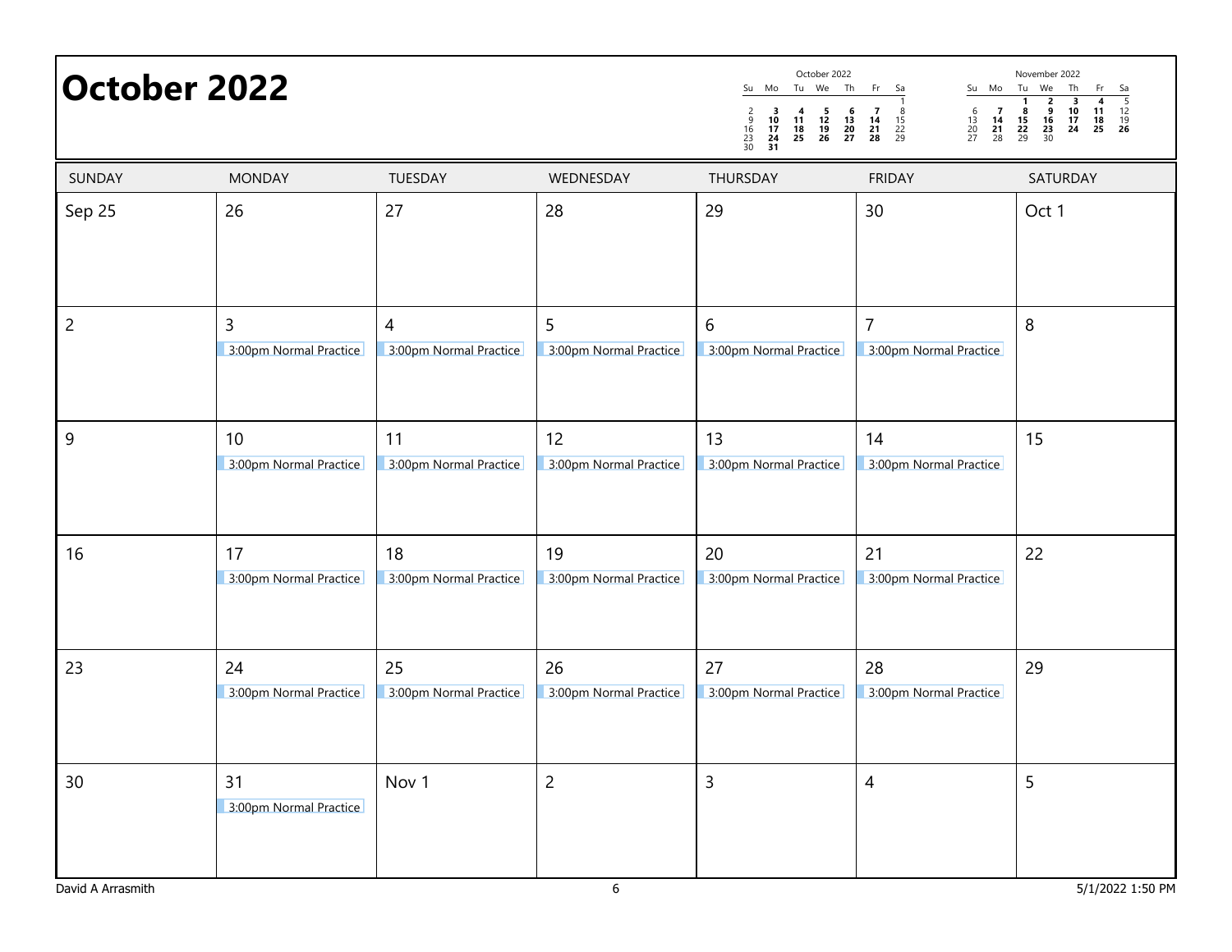# October 2022

| October 2022 | | | | | | |
|---|---|---|---|---|---|---|
| Su | Mo | Tu | We | Th | Fr | Sa |
| | | | | | | 1 |
| 2 | **3** | **4** | **5** | **6** | **7** | 8 |
| 9 | **10** | **11** | **12** | **13** | **14** | 15 |
| 16 | **17** | **18** | **19** | **20** | **21** | 22 |
| 23 | **24** | **25** | **26** | **27** | **28** | 29 |
| 30 | **31** | | | | | |

| November 2022 | | | | | | |
|---|---|---|---|---|---|---|
| Su | Mo | Tu | We | Th | Fr | Sa |
| | | **1** | **2** | **3** | **4** | 5 |
| 6 | **7** | **8** | **9** | **10** | **11** | 12 |
| 13 | **14** | **15** | **16** | **17** | **18** | 19 |
| 20 | **21** | **22** | **23** | **24** | **25** | **26** |
| 27 | 28 | 29 | 30 | | | |

| SUNDAY | MONDAY | TUESDAY | WEDNESDAY | THURSDAY | FRIDAY | SATURDAY |
|---|---|---|---|---|---|---|
| Sep 25 | 26 | 27 | 28 | 29 | 30 | Oct 1 |
| 2 | 3<br>3:00pm Normal Practice | 4<br>3:00pm Normal Practice | 5<br>3:00pm Normal Practice | 6<br>3:00pm Normal Practice | 7<br>3:00pm Normal Practice | 8 |
| 9 | 10<br>3:00pm Normal Practice | 11<br>3:00pm Normal Practice | 12<br>3:00pm Normal Practice | 13<br>3:00pm Normal Practice | 14<br>3:00pm Normal Practice | 15 |
| 16 | 17<br>3:00pm Normal Practice | 18<br>3:00pm Normal Practice | 19<br>3:00pm Normal Practice | 20<br>3:00pm Normal Practice | 21<br>3:00pm Normal Practice | 22 |
| 23 | 24<br>3:00pm Normal Practice | 25<br>3:00pm Normal Practice | 26<br>3:00pm Normal Practice | 27<br>3:00pm Normal Practice | 28<br>3:00pm Normal Practice | 29 |
| 30 | 31<br>3:00pm Normal Practice | Nov 1 | 2 | 3 | 4 | 5 |

David A Arrasmith 5/1/2022 1:50 PM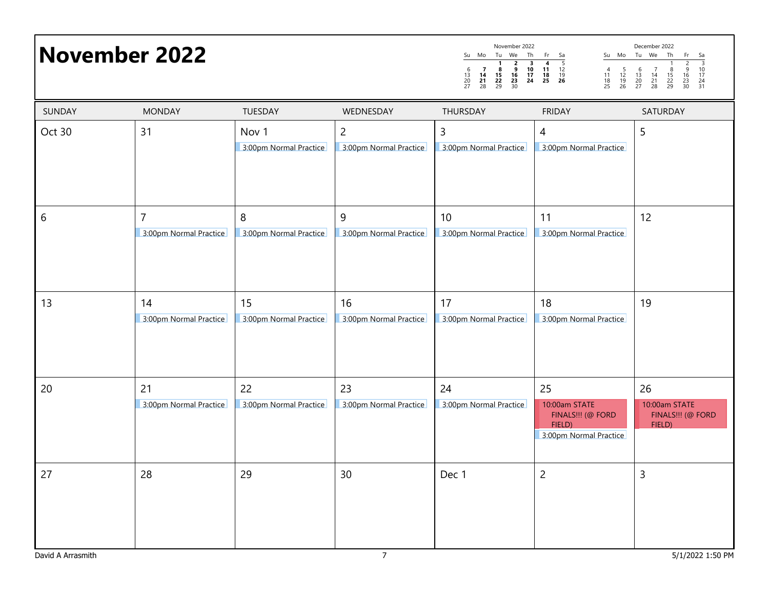# November 2022

November 2022

| Su | Mo | Tu | We | Th | Fr | Sa |
|---|---|---|---|---|---|---|
| | | **1** | **2** | **3** | **4** | 5 |
| 6 | **7** | **8** | **9** | **10** | **11** | 12 |
| 13 | **14** | **15** | **16** | **17** | **18** | 19 |
| 20 | **21** | **22** | **23** | **24** | **25** | **26** |
| 27 | 28 | 29 | 30 | | | |

December 2022

| Su | Mo | Tu | We | Th | Fr | Sa |
|---|---|---|---|---|---|---|
| | | | | 1 | 2 | 3 |
| 4 | 5 | 6 | 7 | 8 | 9 | 10 |
| 11 | 12 | 13 | 14 | 15 | 16 | 17 |
| 18 | 19 | 20 | 21 | 22 | 23 | 24 |
| 25 | 26 | 27 | 28 | 29 | 30 | 31 |

| SUNDAY | MONDAY | TUESDAY | WEDNESDAY | THURSDAY | FRIDAY | SATURDAY |
|---|---|---|---|---|---|---|
| Oct 30 | 31 | Nov 1<br>3:00pm Normal Practice | 2<br>3:00pm Normal Practice | 3<br>3:00pm Normal Practice | 4<br>3:00pm Normal Practice | 5 |
| 6 | 7<br>3:00pm Normal Practice | 8<br>3:00pm Normal Practice | 9<br>3:00pm Normal Practice | 10<br>3:00pm Normal Practice | 11<br>3:00pm Normal Practice | 12 |
| 13 | 14<br>3:00pm Normal Practice | 15<br>3:00pm Normal Practice | 16<br>3:00pm Normal Practice | 17<br>3:00pm Normal Practice | 18<br>3:00pm Normal Practice | 19 |
| 20 | 21<br>3:00pm Normal Practice | 22<br>3:00pm Normal Practice | 23<br>3:00pm Normal Practice | 24<br>3:00pm Normal Practice | 25<br>10:00am STATE FINALS!!! (@ FORD FIELD)<br>3:00pm Normal Practice | 26<br>10:00am STATE FINALS!!! (@ FORD FIELD) |
| 27 | 28 | 29 | 30 | Dec 1 | 2 | 3 |

David A Arrasmith

5/1/2022 1:50 PM